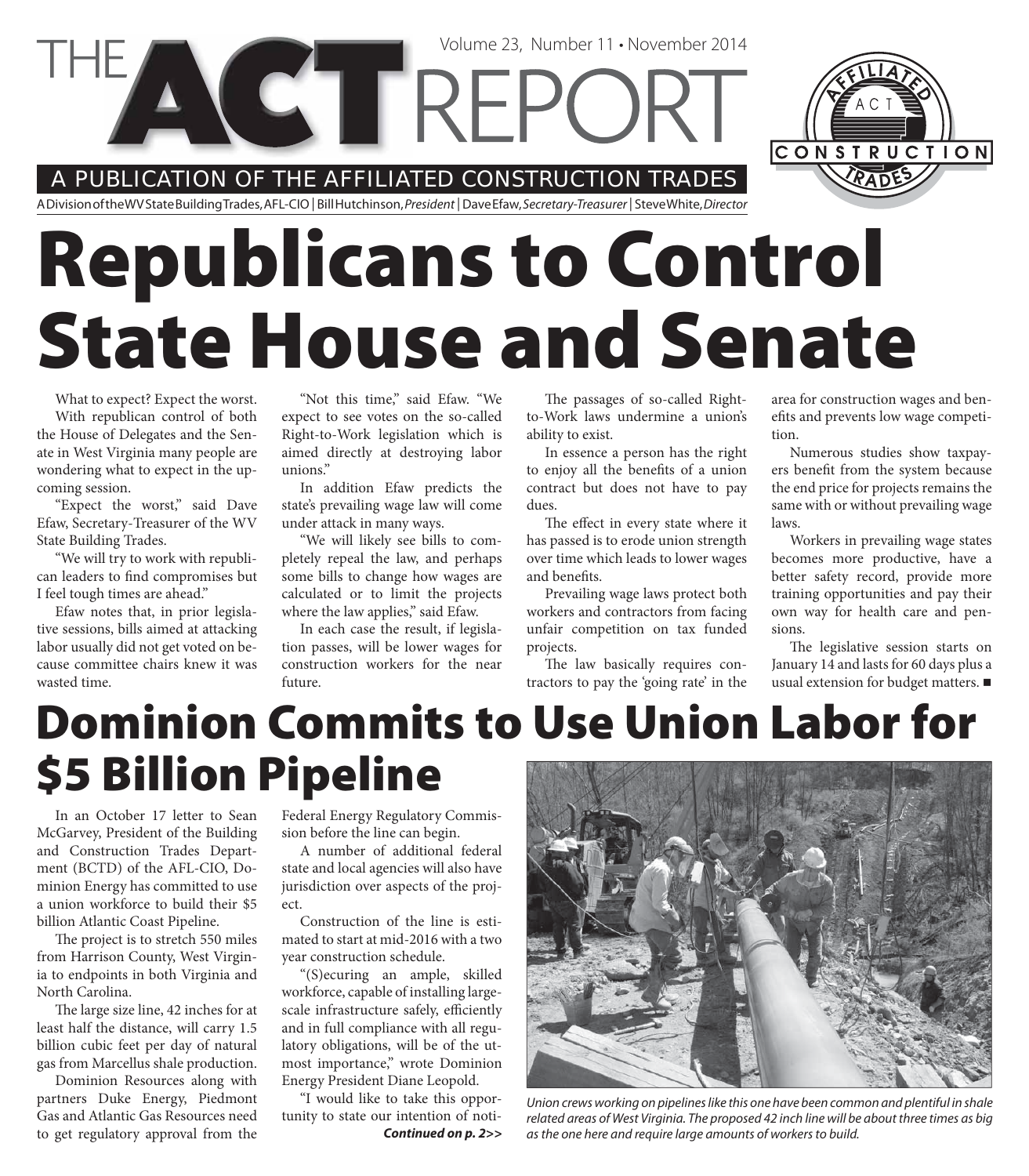# THE ACT REPORT

Volume 23, Number 11 • November 2014

A PUBLICATION OF THE AFFILIATED CONSTRUCTION TRADES

A Division of the WV State Building Trades, AFL-CIO | Bill Hutchinson, *President* | Dave Efaw, *Secretary-Treasurer* | Steve White, *Director*

# Republicans to Control State House and Senate

What to expect? Expect the worst.

With republican control of both the House of Delegates and the Senate in West Virginia many people are wondering what to expect in the upcoming session.

"Expect the worst," said Dave Efaw, Secretary-Treasurer of the WV State Building Trades.

"We will try to work with republican leaders to find compromises but I feel tough times are ahead."

Efaw notes that, in prior legislative sessions, bills aimed at attacking labor usually did not get voted on because committee chairs knew it was wasted time.

"Not this time," said Efaw. "We expect to see votes on the so-called Right-to-Work legislation which is aimed directly at destroying labor unions."

In addition Efaw predicts the state's prevailing wage law will come under attack in many ways.

"We will likely see bills to completely repeal the law, and perhaps some bills to change how wages are calculated or to limit the projects where the law applies," said Efaw.

In each case the result, if legislation passes, will be lower wages for construction workers for the near future.

The passages of so-called Right-to-Work laws undermine a union's ability to exist.

In essence a person has the right to enjoy all the benefits of a union contract but does not have to pay dues.

The effect in every state where it has passed is to erode union strength over time which leads to lower wages and benefits.

Prevailing wage laws protect both workers and contractors from facing unfair competition on tax funded projects.

The law basically requires contractors to pay the 'going rate' in the area for construction wages and benefits and prevents low wage competition.

Numerous studies show taxpayers benefit from the system because the end price for projects remains the same with or without prevailing wage laws.

Workers in prevailing wage states becomes more productive, have a better safety record, provide more training opportunities and pay their own way for health care and pensions.

The legislative session starts on January 14 and lasts for 60 days plus a usual extension for budget matters. ■

# Dominion Commits to Use Union Labor for $5 Billion Pipeline

In an October 17 letter to Sean McGarvey, President of the Building and Construction Trades Department (BCTD) of the AFL-CIO, Dominion Energy has committed to use a union workforce to build their $5 billion Atlantic Coast Pipeline.

The project is to stretch 550 miles from Harrison County, West Virginia to endpoints in both Virginia and North Carolina.

The large size line, 42 inches for at least half the distance, will carry 1.5 billion cubic feet per day of natural gas from Marcellus shale production.

Dominion Resources along with partners Duke Energy, Piedmont Gas and Atlantic Gas Resources need to get regulatory approval from the Federal Energy Regulatory Commission before the line can begin.

A number of additional federal state and local agencies will also have jurisdiction over aspects of the project.

Construction of the line is estimated to start at mid-2016 with a two year construction schedule.

"(S)ecuring an ample, skilled workforce, capable of installing large-scale infrastructure safely, efficiently and in full compliance with all regulatory obligations, will be of the utmost importance," wrote Dominion Energy President Diane Leopold.

"I would like to take this opportunity to state our intention of noti-

***Continued on p. 2>>***

*Union crews working on pipelines like this one have been common and plentiful in shale related areas of West Virginia. The proposed 42 inch line will be about three times as big as the one here and require large amounts of workers to build.*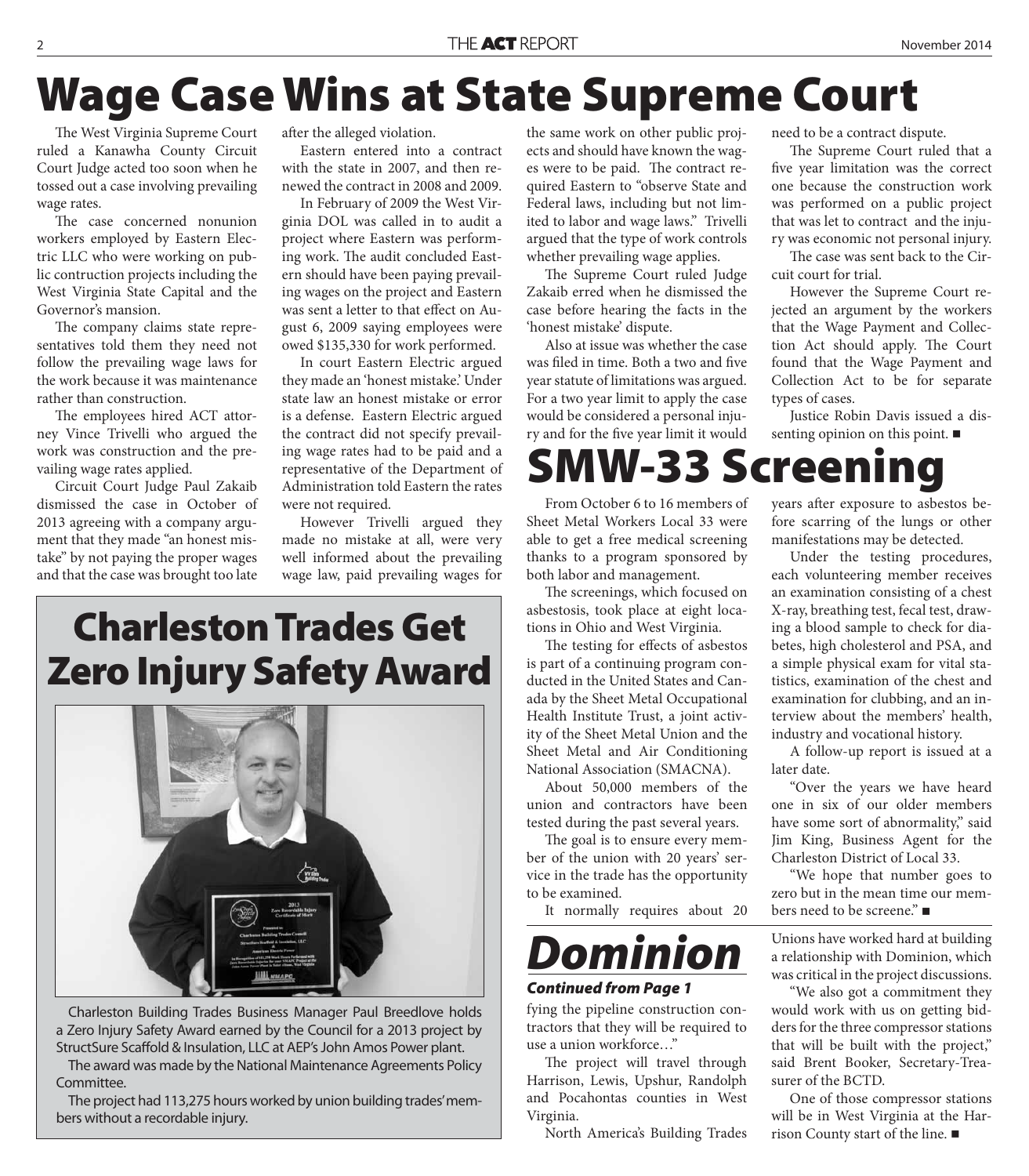# Wage Case Wins at State Supreme Court

The West Virginia Supreme Court ruled a Kanawha County Circuit Court Judge acted too soon when he tossed out a case involving prevailing wage rates.

The case concerned nonunion workers employed by Eastern Electric LLC who were working on public contruction projects including the West Virginia State Capital and the Governor's mansion.

The company claims state representatives told them they need not follow the prevailing wage laws for the work because it was maintenance rather than construction.

The employees hired ACT attorney Vince Trivelli who argued the work was construction and the prevailing wage rates applied.

Circuit Court Judge Paul Zakaib dismissed the case in October of 2013 agreeing with a company argument that they made "an honest mistake" by not paying the proper wages and that the case was brought too late after the alleged violation.

Eastern entered into a contract with the state in 2007, and then renewed the contract in 2008 and 2009.

In February of 2009 the West Virginia DOL was called in to audit a project where Eastern was performing work. The audit concluded Eastern should have been paying prevailing wages on the project and Eastern was sent a letter to that effect on August 6, 2009 saying employees were owed $135,330 for work performed.

In court Eastern Electric argued they made an 'honest mistake.' Under state law an honest mistake or error is a defense. Eastern Electric argued the contract did not specify prevailing wage rates had to be paid and a representative of the Department of Administration told Eastern the rates were not required.

However Trivelli argued they made no mistake at all, were very well informed about the prevailing wage law, paid prevailing wages for the same work on other public projects and should have known the wages were to be paid. The contract required Eastern to "observe State and Federal laws, including but not limited to labor and wage laws." Trivelli argued that the type of work controls whether prevailing wage applies.

The Supreme Court ruled Judge Zakaib erred when he dismissed the case before hearing the facts in the 'honest mistake' dispute.

Also at issue was whether the case was filed in time. Both a two and five year statute of limitations was argued. For a two year limit to apply the case would be considered a personal injury and for the five year limit it would need to be a contract dispute.

The Supreme Court ruled that a five year limitation was the correct one because the construction work was performed on a public project that was let to contract and the injury was economic not personal injury.

The case was sent back to the Circuit court for trial.

However the Supreme Court rejected an argument by the workers that the Wage Payment and Collection Act should apply. The Court found that the Wage Payment and Collection Act to be for separate types of cases.

Justice Robin Davis issued a dissenting opinion on this point. ■

# Charleston Trades Get Zero Injury Safety Award

Charleston Building Trades Business Manager Paul Breedlove holds a Zero Injury Safety Award earned by the Council for a 2013 project by StructSure Scaffold & Insulation, LLC at AEP's John Amos Power plant.

The award was made by the National Maintenance Agreements Policy Committee.

The project had 113,275 hours worked by union building trades' members without a recordable injury.

# SMW-33 Screening

From October 6 to 16 members of Sheet Metal Workers Local 33 were able to get a free medical screening thanks to a program sponsored by both labor and management.

The screenings, which focused on asbestosis, took place at eight locations in Ohio and West Virginia.

The testing for effects of asbestos is part of a continuing program conducted in the United States and Canada by the Sheet Metal Occupational Health Institute Trust, a joint activity of the Sheet Metal Union and the Sheet Metal and Air Conditioning National Association (SMACNA).

About 50,000 members of the union and contractors have been tested during the past several years.

The goal is to ensure every member of the union with 20 years' service in the trade has the opportunity to be examined.

It normally requires about 20 years after exposure to asbestos before scarring of the lungs or other manifestations may be detected.

Under the testing procedures, each volunteering member receives an examination consisting of a chest X-ray, breathing test, fecal test, drawing a blood sample to check for diabetes, high cholesterol and PSA, and a simple physical exam for vital statistics, examination of the chest and examination for clubbing, and an interview about the members' health, industry and vocational history.

A follow-up report is issued at a later date.

"Over the years we have heard one in six of our older members have some sort of abnormality," said Jim King, Business Agent for the Charleston District of Local 33.

"We hope that number goes to zero but in the mean time our members need to be screene." ■

# *Dominion*

***Continued from Page 1***

fying the pipeline construction contractors that they will be required to use a union workforce…"

The project will travel through Harrison, Lewis, Upshur, Randolph and Pocahontas counties in West Virginia.

North America's Building Trades Unions have worked hard at building a relationship with Dominion, which was critical in the project discussions.

"We also got a commitment they would work with us on getting bidders for the three compressor stations that will be built with the project," said Brent Booker, Secretary-Treasurer of the BCTD.

One of those compressor stations will be in West Virginia at the Harrison County start of the line. ■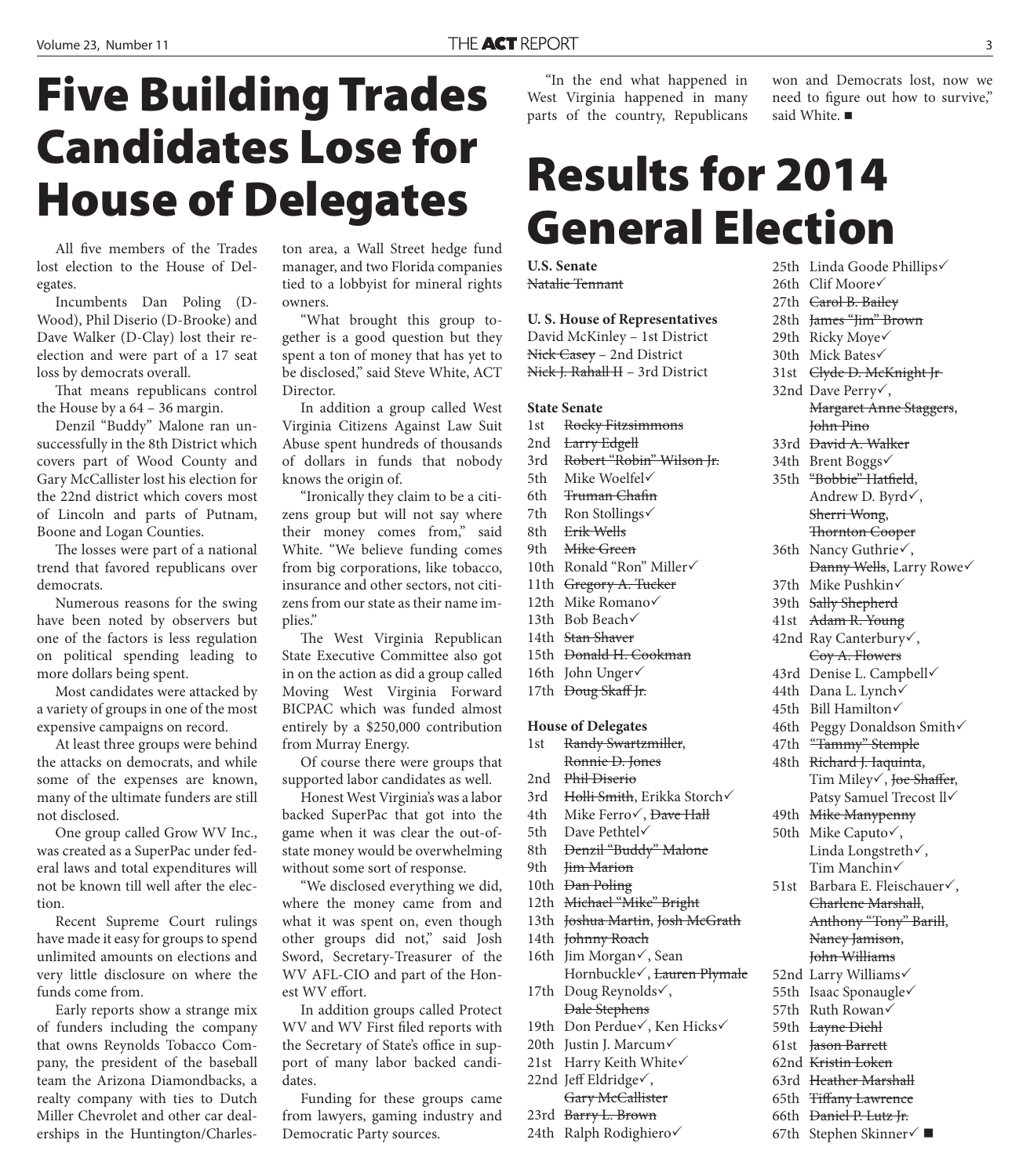# Five Building Trades Candidates Lose for House of Delegates

All five members of the Trades lost election to the House of Delegates.

Incumbents Dan Poling (D-Wood), Phil Diserio (D-Brooke) and Dave Walker (D-Clay) lost their re-election and were part of a 17 seat loss by democrats overall.

That means republicans control the House by a 64 – 36 margin.

Denzil "Buddy" Malone ran unsuccessfully in the 8th District which covers part of Wood County and Gary McCallister lost his election for the 22nd district which covers most of Lincoln and parts of Putnam, Boone and Logan Counties.

The losses were part of a national trend that favored republicans over democrats.

Numerous reasons for the swing have been noted by observers but one of the factors is less regulation on political spending leading to more dollars being spent.

Most candidates were attacked by a variety of groups in one of the most expensive campaigns on record.

At least three groups were behind the attacks on democrats, and while some of the expenses are known, many of the ultimate funders are still not disclosed.

One group called Grow WV Inc., was created as a SuperPac under federal laws and total expenditures will not be known till well after the election.

Recent Supreme Court rulings have made it easy for groups to spend unlimited amounts on elections and very little disclosure on where the funds come from.

Early reports show a strange mix of funders including the company that owns Reynolds Tobacco Company, the president of the baseball team the Arizona Diamondbacks, a realty company with ties to Dutch Miller Chevrolet and other car dealerships in the Huntington/Charleston area, a Wall Street hedge fund manager, and two Florida companies tied to a lobbyist for mineral rights owners.

"What brought this group together is a good question but they spent a ton of money that has yet to be disclosed," said Steve White, ACT Director.

In addition a group called West Virginia Citizens Against Law Suit Abuse spent hundreds of thousands of dollars in funds that nobody knows the origin of.

"Ironically they claim to be a citizens group but will not say where their money comes from," said White. "We believe funding comes from big corporations, like tobacco, insurance and other sectors, not citizens from our state as their name implies."

The West Virginia Republican State Executive Committee also got in on the action as did a group called Moving West Virginia Forward BICPAC which was funded almost entirely by a $250,000 contribution from Murray Energy.

Of course there were groups that supported labor candidates as well.

Honest West Virginia's was a labor backed SuperPac that got into the game when it was clear the out-of-state money would be overwhelming without some sort of response.

"We disclosed everything we did, where the money came from and what it was spent on, even though other groups did not," said Josh Sword, Secretary-Treasurer of the WV AFL-CIO and part of the Honest WV effort.

In addition groups called Protect WV and WV First filed reports with the Secretary of State's office in support of many labor backed candidates.

Funding for these groups came from lawyers, gaming industry and Democratic Party sources.

"In the end what happened in West Virginia happened in many parts of the country, Republicans won and Democrats lost, now we need to figure out how to survive," said White. ■

# Results for 2014 General Election

**U.S. Senate**
~~Natalie Tennant~~

**U. S. House of Representatives**
David McKinley – 1st District
~~Nick Casey~~ – 2nd District
~~Nick J. Rahall II~~ – 3rd District

**State Senate**
1st ~~Rocky Fitzsimmons~~
2nd ~~Larry Edgell~~
3rd ~~Robert "Robin" Wilson Jr.~~
5th Mike Woelfel✓
6th ~~Truman Chafin~~
7th Ron Stollings✓
8th ~~Erik Wells~~
9th ~~Mike Green~~
10th Ronald "Ron" Miller✓
11th ~~Gregory A. Tucker~~
12th Mike Romano✓
13th Bob Beach✓
14th ~~Stan Shaver~~
15th ~~Donald H. Cookman~~
16th John Unger✓
17th ~~Doug Skaff Jr.~~

**House of Delegates**
1st ~~Randy Swartzmiller~~, ~~Ronnie D. Jones~~
2nd ~~Phil Diserio~~
3rd ~~Holli Smith~~, Erikka Storch✓
4th Mike Ferro✓, ~~Dave Hall~~
5th Dave Pethtel✓
8th ~~Denzil "Buddy" Malone~~
9th ~~Jim Marion~~
10th ~~Dan Poling~~
12th ~~Michael "Mike" Bright~~
13th ~~Joshua Martin~~, ~~Josh McGrath~~
14th ~~Johnny Roach~~
16th Jim Morgan✓, Sean Hornbuckle✓, ~~Lauren Plymale~~
17th Doug Reynolds✓, ~~Dale Stephens~~
19th Don Perdue✓, Ken Hicks✓
20th Justin J. Marcum✓
21st Harry Keith White✓
22nd Jeff Eldridge✓, ~~Gary McCallister~~
23rd ~~Barry L. Brown~~
24th Ralph Rodighiero✓
25th Linda Goode Phillips✓
26th Clif Moore✓
27th ~~Carol B. Bailey~~
28th ~~James "Jim" Brown~~
29th Ricky Moye✓
30th Mick Bates✓
31st ~~Clyde D. McKnight Jr~~
32nd Dave Perry✓, ~~Margaret Anne Staggers~~, ~~John Pino~~
33rd ~~David A. Walker~~
34th Brent Boggs✓
35th ~~"Bobbie" Hatfield~~, Andrew D. Byrd✓, ~~Sherri Wong~~, ~~Thornton Cooper~~
36th Nancy Guthrie✓, ~~Danny Wells~~, Larry Rowe✓
37th Mike Pushkin✓
39th ~~Sally Shepherd~~
41st ~~Adam R. Young~~
42nd Ray Canterbury✓, ~~Coy A. Flowers~~
43rd Denise L. Campbell✓
44th Dana L. Lynch✓
45th Bill Hamilton✓
46th Peggy Donaldson Smith✓
47th ~~"Tammy" Stemple~~
48th ~~Richard J. Iaquinta~~, Tim Miley✓, ~~Joe Shaffer~~, Patsy Samuel Trecost ll✓
49th ~~Mike Manypenny~~
50th Mike Caputo✓, Linda Longstreth✓, Tim Manchin✓
51st Barbara E. Fleischauer✓, ~~Charlene Marshall~~, ~~Anthony "Tony" Barill~~, ~~Nancy Jamison~~, ~~John Williams~~
52nd Larry Williams✓
55th Isaac Sponaugle✓
57th Ruth Rowan✓
59th ~~Layne Diehl~~
61st ~~Jason Barrett~~
62nd ~~Kristin Loken~~
63rd ~~Heather Marshall~~
65th ~~Tiffany Lawrence~~
66th ~~Daniel P. Lutz Jr.~~
67th Stephen Skinner✓ ■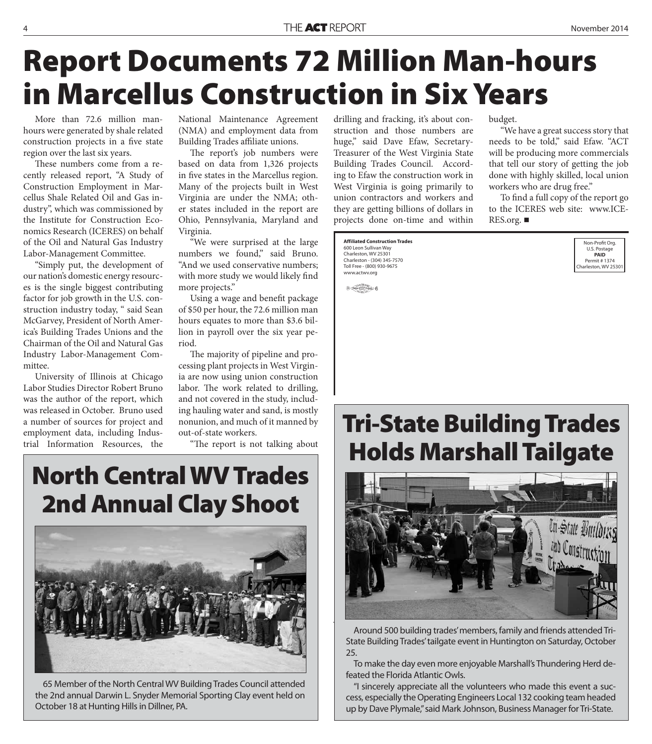# Report Documents 72 Million Man-hours in Marcellus Construction in Six Years

More than 72.6 million man-hours were generated by shale related construction projects in a five state region over the last six years.

These numbers come from a recently released report, "A Study of Construction Employment in Marcellus Shale Related Oil and Gas industry", which was commissioned by the Institute for Construction Economics Research (ICERES) on behalf of the Oil and Natural Gas Industry Labor-Management Committee.

"Simply put, the development of our nation's domestic energy resources is the single biggest contributing factor for job growth in the U.S. construction industry today, " said Sean McGarvey, President of North America's Building Trades Unions and the Chairman of the Oil and Natural Gas Industry Labor-Management Committee.

University of Illinois at Chicago Labor Studies Director Robert Bruno was the author of the report, which was released in October. Bruno used a number of sources for project and employment data, including Industrial Information Resources, the National Maintenance Agreement (NMA) and employment data from Building Trades affiliate unions.

The report's job numbers were based on data from 1,326 projects in five states in the Marcellus region. Many of the projects built in West Virginia are under the NMA; other states included in the report are Ohio, Pennsylvania, Maryland and Virginia.

"We were surprised at the large numbers we found," said Bruno. "And we used conservative numbers; with more study we would likely find more projects."

Using a wage and benefit package of $50 per hour, the 72.6 million man hours equates to more than $3.6 billion in payroll over the six year period.

The majority of pipeline and processing plant projects in West Virginia are now using union construction labor. The work related to drilling, and not covered in the study, including hauling water and sand, is mostly nonunion, and much of it manned by out-of-state workers.

"The report is not talking about drilling and fracking, it's about construction and those numbers are huge," said Dave Efaw, Secretary-Treasurer of the West Virginia State Building Trades Council. According to Efaw the construction work in West Virginia is going primarily to union contractors and workers and they are getting billions of dollars in projects done on-time and within budget.

"We have a great success story that needs to be told," said Efaw. "ACT will be producing more commercials that tell our story of getting the job done with highly skilled, local union workers who are drug free."

To find a full copy of the report go to the ICERES web site: www.ICERES.org. ■

**Affiliated Construction Trades**
600 Leon Sullivan Way
Charleston, WV 25301
Charleston - (304) 345-7570
Toll Free - (800) 930-9675
www.actwv.org

Non-Profit Org.
U.S. Postage
**PAID**
Permit # 1374
Charleston, WV 25301

# North Central WV Trades 2nd Annual Clay Shoot

65 Member of the North Central WV Building Trades Council attended the 2nd annual Darwin L. Snyder Memorial Sporting Clay event held on October 18 at Hunting Hills in Dillner, PA.

# Tri-State Building Trades Holds Marshall Tailgate

Around 500 building trades' members, family and friends attended Tri-State Building Trades' tailgate event in Huntington on Saturday, October 25.

To make the day even more enjoyable Marshall's Thundering Herd defeated the Florida Atlantic Owls.

"I sincerely appreciate all the volunteers who made this event a success, especially the Operating Engineers Local 132 cooking team headed up by Dave Plymale," said Mark Johnson, Business Manager for Tri-State.